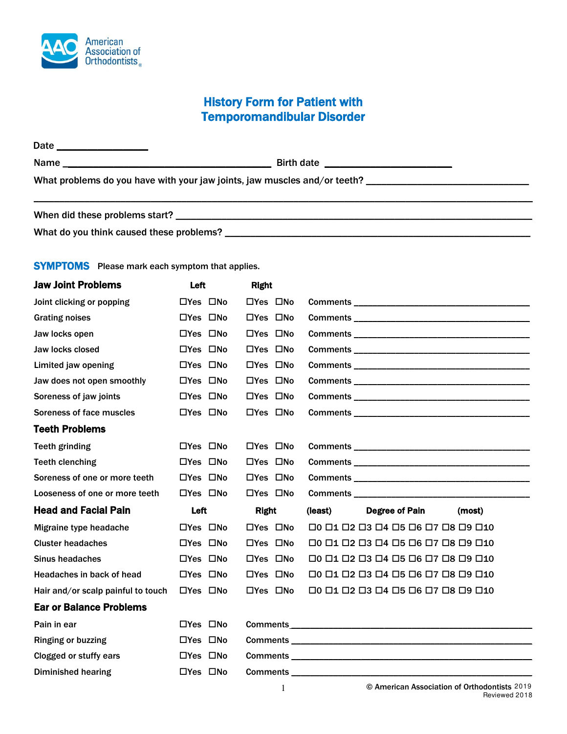American Association of Orthodontists

# History Form for Patient with Temporomandibular Disorder

Date ________________

Name ________________________________________ Birth date ________________________

What problems do you have with your jaw joints, jaw muscles and/or teeth? ______________________________

_____________________________________________________________________________________

When did these problems start? ______________________________________________________________

What do you think caused these problems? ____________________________________________________

## SYMPTOMS

Please mark each symptom that applies.

| Jaw Joint Problems | Left | Right | |
|---|---|---|---|
| Joint clicking or popping | ☐Yes ☐No | ☐Yes ☐No | Comments ____________________ |
| Grating noises | ☐Yes ☐No | ☐Yes ☐No | Comments ____________________ |
| Jaw locks open | ☐Yes ☐No | ☐Yes ☐No | Comments ____________________ |
| Jaw locks closed | ☐Yes ☐No | ☐Yes ☐No | Comments ____________________ |
| Limited jaw opening | ☐Yes ☐No | ☐Yes ☐No | Comments ____________________ |
| Jaw does not open smoothly | ☐Yes ☐No | ☐Yes ☐No | Comments ____________________ |
| Soreness of jaw joints | ☐Yes ☐No | ☐Yes ☐No | Comments ____________________ |
| Soreness of face muscles | ☐Yes ☐No | ☐Yes ☐No | Comments ____________________ |
| **Teeth Problems** | | | |
| Teeth grinding | ☐Yes ☐No | ☐Yes ☐No | Comments ____________________ |
| Teeth clenching | ☐Yes ☐No | ☐Yes ☐No | Comments ____________________ |
| Soreness of one or more teeth | ☐Yes ☐No | ☐Yes ☐No | Comments ____________________ |
| Looseness of one or more teeth | ☐Yes ☐No | ☐Yes ☐No | Comments ____________________ |

| Head and Facial Pain | Left | Right | (least) Degree of Pain (most) |
|---|---|---|---|
| Migraine type headache | ☐Yes ☐No | ☐Yes ☐No | ☐0 ☐1 ☐2 ☐3 ☐4 ☐5 ☐6 ☐7 ☐8 ☐9 ☐10 |
| Cluster headaches | ☐Yes ☐No | ☐Yes ☐No | ☐0 ☐1 ☐2 ☐3 ☐4 ☐5 ☐6 ☐7 ☐8 ☐9 ☐10 |
| Sinus headaches | ☐Yes ☐No | ☐Yes ☐No | ☐0 ☐1 ☐2 ☐3 ☐4 ☐5 ☐6 ☐7 ☐8 ☐9 ☐10 |
| Headaches in back of head | ☐Yes ☐No | ☐Yes ☐No | ☐0 ☐1 ☐2 ☐3 ☐4 ☐5 ☐6 ☐7 ☐8 ☐9 ☐10 |
| Hair and/or scalp painful to touch | ☐Yes ☐No | ☐Yes ☐No | ☐0 ☐1 ☐2 ☐3 ☐4 ☐5 ☐6 ☐7 ☐8 ☐9 ☐10 |

| Ear or Balance Problems | | |
|---|---|---|
| Pain in ear | ☐Yes ☐No | Comments ____________________ |
| Ringing or buzzing | ☐Yes ☐No | Comments ____________________ |
| Clogged or stuffy ears | ☐Yes ☐No | Comments ____________________ |
| Diminished hearing | ☐Yes ☐No | Comments ____________________ |

© American Association of Orthodontists 2019
Reviewed 2018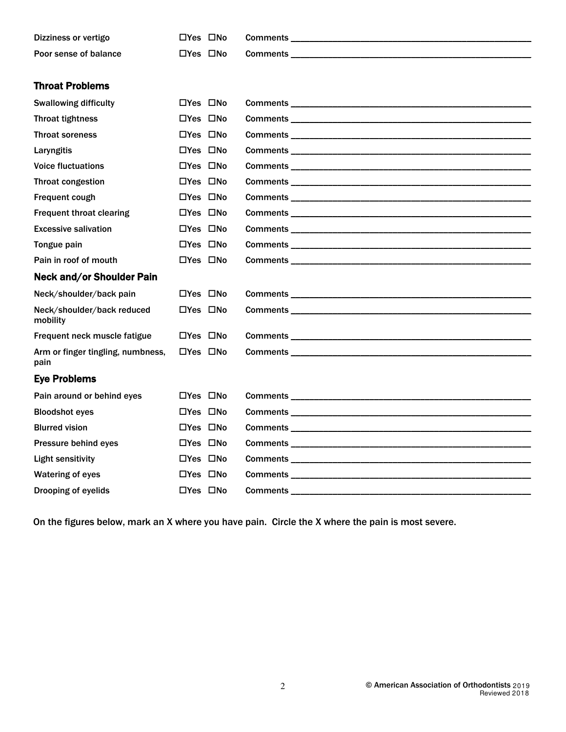| | | |
|---|---|---|
| Dizziness or vertigo | ☐Yes ☐No | Comments ____________________ |
| Poor sense of balance | ☐Yes ☐No | Comments ____________________ |

### Throat Problems

| | | |
|---|---|---|
| Swallowing difficulty | ☐Yes ☐No | Comments ____________________ |
| Throat tightness | ☐Yes ☐No | Comments ____________________ |
| Throat soreness | ☐Yes ☐No | Comments ____________________ |
| Laryngitis | ☐Yes ☐No | Comments ____________________ |
| Voice fluctuations | ☐Yes ☐No | Comments ____________________ |
| Throat congestion | ☐Yes ☐No | Comments ____________________ |
| Frequent cough | ☐Yes ☐No | Comments ____________________ |
| Frequent throat clearing | ☐Yes ☐No | Comments ____________________ |
| Excessive salivation | ☐Yes ☐No | Comments ____________________ |
| Tongue pain | ☐Yes ☐No | Comments ____________________ |
| Pain in roof of mouth | ☐Yes ☐No | Comments ____________________ |

### Neck and/or Shoulder Pain

| | | |
|---|---|---|
| Neck/shoulder/back pain | ☐Yes ☐No | Comments ____________________ |
| Neck/shoulder/back reduced mobility | ☐Yes ☐No | Comments ____________________ |
| Frequent neck muscle fatigue | ☐Yes ☐No | Comments ____________________ |
| Arm or finger tingling, numbness, pain | ☐Yes ☐No | Comments ____________________ |

### Eye Problems

| | | |
|---|---|---|
| Pain around or behind eyes | ☐Yes ☐No | Comments ____________________ |
| Bloodshot eyes | ☐Yes ☐No | Comments ____________________ |
| Blurred vision | ☐Yes ☐No | Comments ____________________ |
| Pressure behind eyes | ☐Yes ☐No | Comments ____________________ |
| Light sensitivity | ☐Yes ☐No | Comments ____________________ |
| Watering of eyes | ☐Yes ☐No | Comments ____________________ |
| Drooping of eyelids | ☐Yes ☐No | Comments ____________________ |

On the figures below, mark an X where you have pain. Circle the X where the pain is most severe.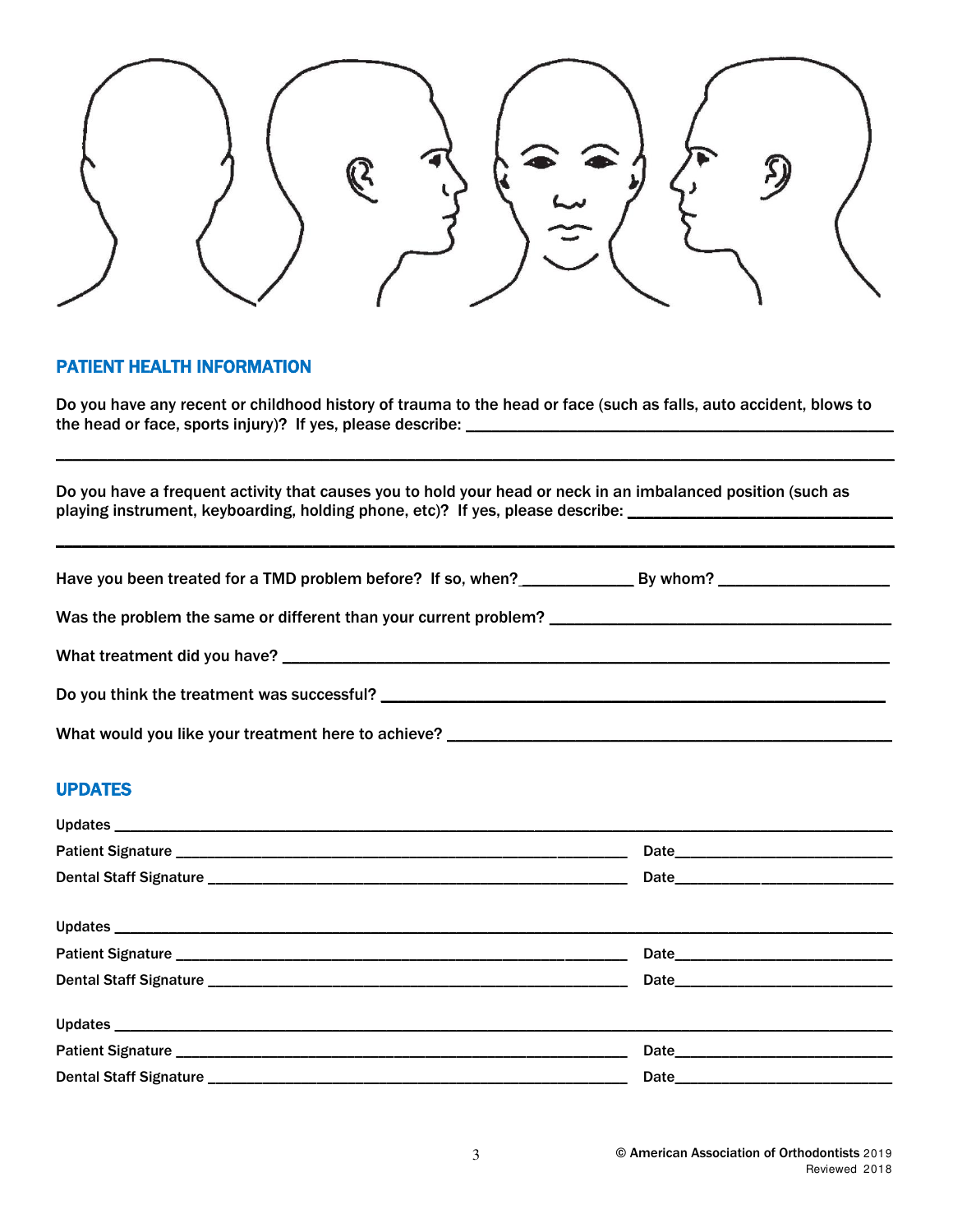## PATIENT HEALTH INFORMATION

Do you have any recent or childhood history of trauma to the head or face (such as falls, auto accident, blows to the head or face, sports injury)? If yes, please describe: ______________________________________________

______________________________________________________________________________

Do you have a frequent activity that causes you to hold your head or neck in an imbalanced position (such as playing instrument, keyboarding, holding phone, etc)? If yes, please describe: ____________________________

______________________________________________________________________________

Have you been treated for a TMD problem before? If so, when?____________ By whom? __________________

Was the problem the same or different than your current problem? ____________________________________

What treatment did you have? ______________________________________________________________

Do you think the treatment was successful? ___________________________________________________

What would you like your treatment here to achieve? ____________________________________________

## UPDATES

Updates ______________________________________________________________________________

Patient Signature ______________________________________________ Date_________________________

Dental Staff Signature __________________________________________ Date_________________________

Updates ______________________________________________________________________________

Patient Signature ______________________________________________ Date_________________________

Dental Staff Signature __________________________________________ Date_________________________

Updates ______________________________________________________________________________

Patient Signature ______________________________________________ Date_________________________

Dental Staff Signature __________________________________________ Date_________________________

© American Association of Orthodontists 2019
Reviewed 2018